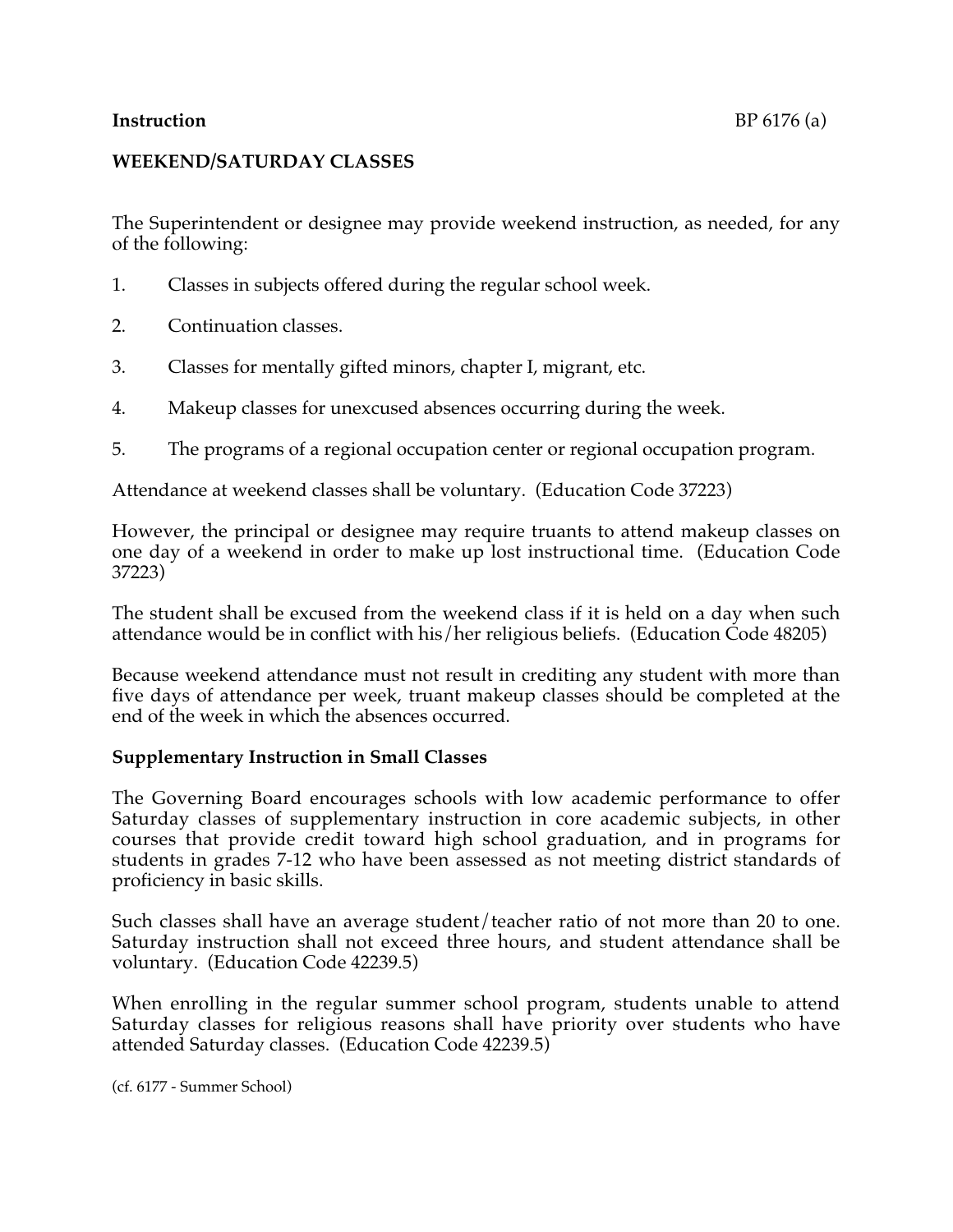**Instruction** BP 6176 (a)

**WEEKEND/SATURDAY CLASSES**

The Superintendent or designee may provide weekend instruction, as needed, for any of the following:

1. Classes in subjects offered during the regular school week.

2. Continuation classes.

3. Classes for mentally gifted minors, chapter I, migrant, etc.

4. Makeup classes for unexcused absences occurring during the week.

5. The programs of a regional occupation center or regional occupation program.

Attendance at weekend classes shall be voluntary. (Education Code 37223)

However, the principal or designee may require truants to attend makeup classes on one day of a weekend in order to make up lost instructional time. (Education Code 37223)

The student shall be excused from the weekend class if it is held on a day when such attendance would be in conflict with his/her religious beliefs. (Education Code 48205)

Because weekend attendance must not result in crediting any student with more than five days of attendance per week, truant makeup classes should be completed at the end of the week in which the absences occurred.

**Supplementary Instruction in Small Classes**

The Governing Board encourages schools with low academic performance to offer Saturday classes of supplementary instruction in core academic subjects, in other courses that provide credit toward high school graduation, and in programs for students in grades 7-12 who have been assessed as not meeting district standards of proficiency in basic skills.

Such classes shall have an average student/teacher ratio of not more than 20 to one. Saturday instruction shall not exceed three hours, and student attendance shall be voluntary. (Education Code 42239.5)

When enrolling in the regular summer school program, students unable to attend Saturday classes for religious reasons shall have priority over students who have attended Saturday classes. (Education Code 42239.5)

(cf. 6177 - Summer School)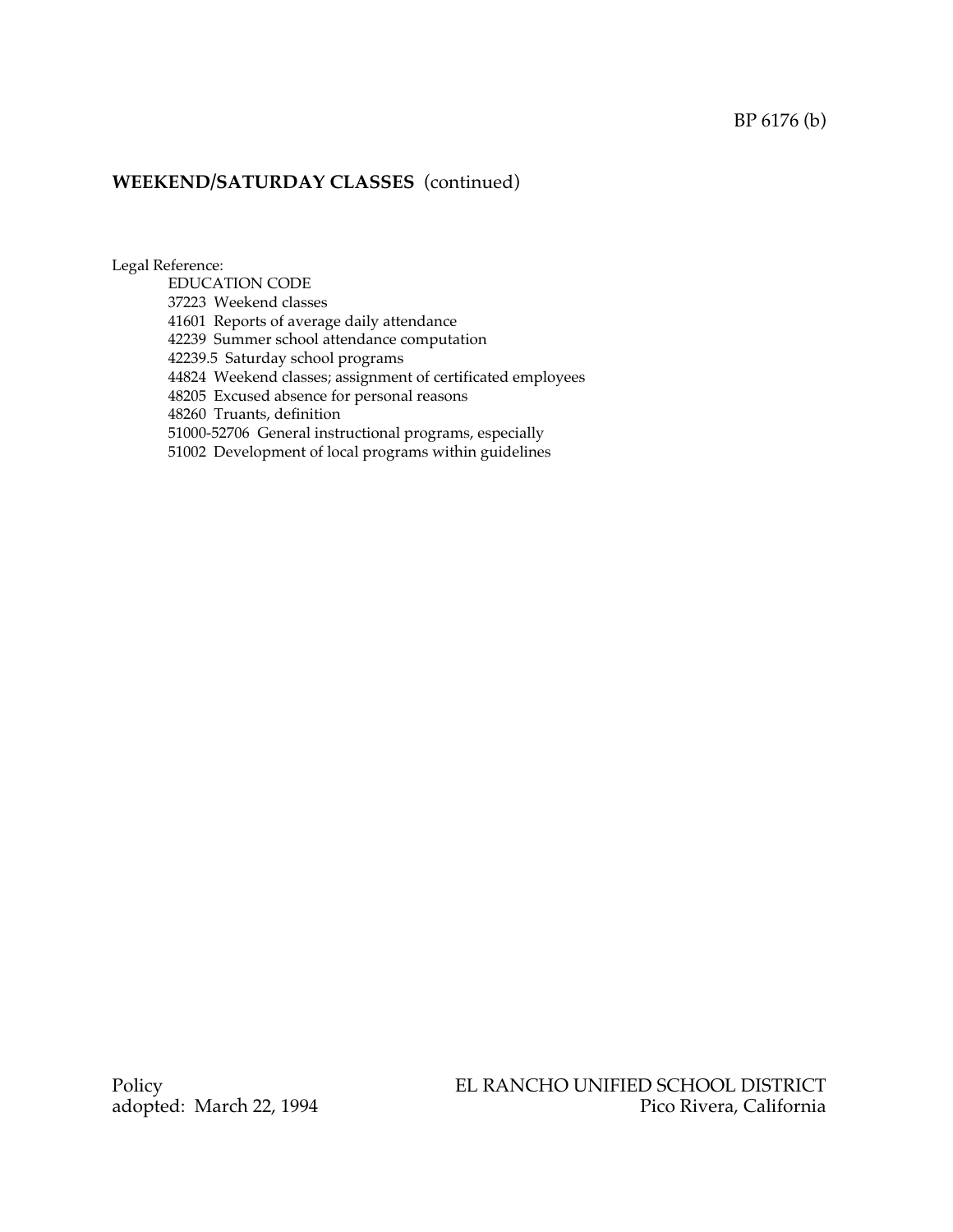## WEEKEND/SATURDAY CLASSES (continued)

Legal Reference:

EDUCATION CODE

37223 Weekend classes

41601 Reports of average daily attendance

42239 Summer school attendance computation

42239.5 Saturday school programs

44824 Weekend classes; assignment of certificated employees

48205 Excused absence for personal reasons

48260 Truants, definition

51000-52706 General instructional programs, especially

51002 Development of local programs within guidelines

Policy
adopted: March 22, 1994

EL RANCHO UNIFIED SCHOOL DISTRICT
Pico Rivera, California